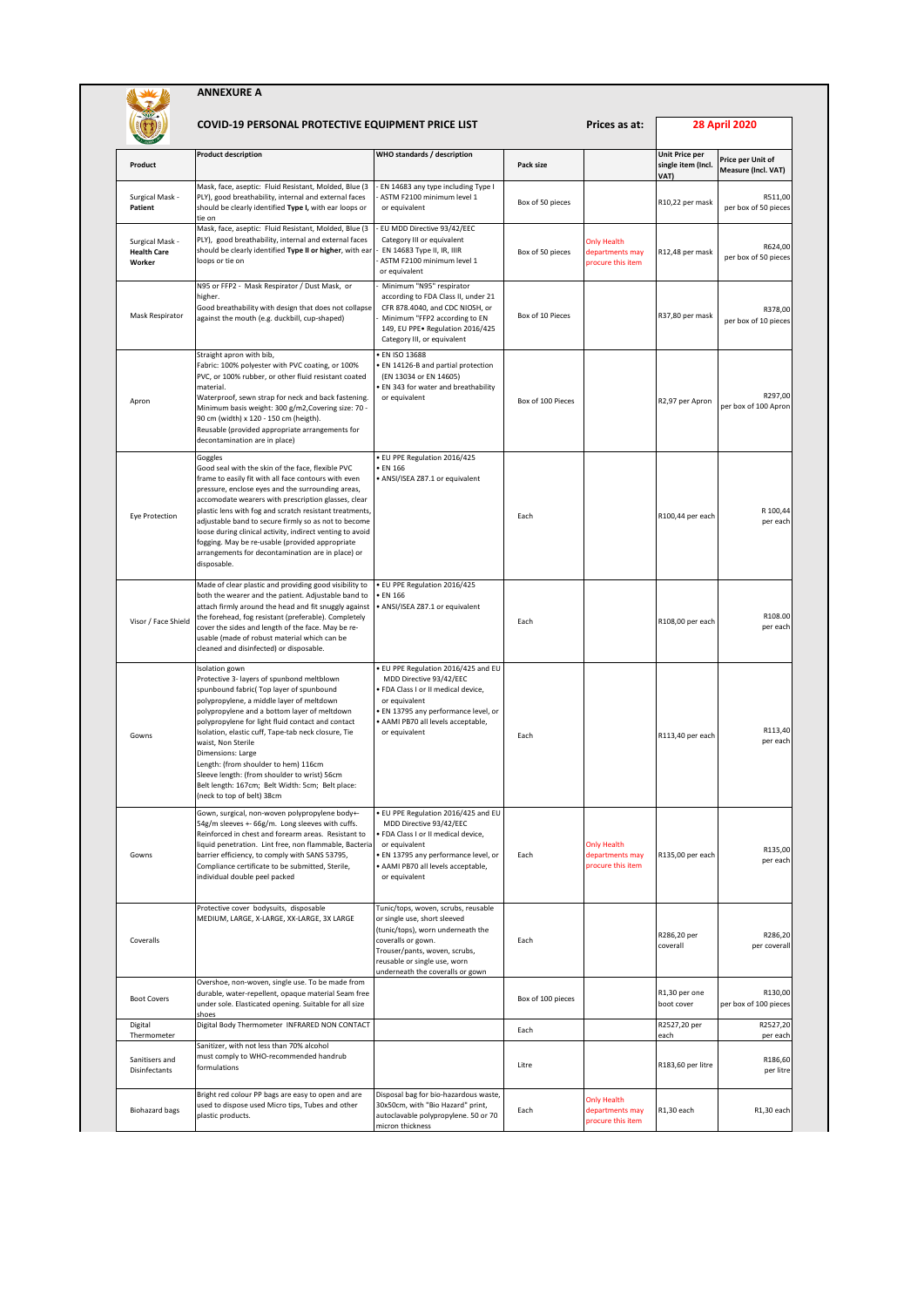# ANNEXURE A

## COVID-19 PERSONAL PROTECTIVE EQUIPMENT PRICE LIST

**Prices as at:** **28 April 2020**

| Product | Product description | WHO standards / description | Pack size | | Unit Price per single item (Incl. VAT) | Price per Unit of Measure (Incl. VAT) |
|---|---|---|---|---|---|---|
| Surgical Mask - Patient | Mask, face, aseptic: Fluid Resistant, Molded, Blue (3 PLY), good breathability, internal and external faces should be clearly identified **Type I,** with ear loops or tie on | - EN 14683 any type including Type I<br>- ASTM F2100 minimum level 1 or equivalent | Box of 50 pieces | | R10,22 per mask | R511,00 per box of 50 pieces |
| Surgical Mask - Health Care Worker | Mask, face, aseptic: Fluid Resistant, Molded, Blue (3 PLY), good breathability, internal and external faces should be clearly identified **Type II or higher**, with ear loops or tie on | - EU MDD Directive 93/42/EEC Category III or equivalent<br>- EN 14683 Type II, IR, IIIR<br>- ASTM F2100 minimum level 1 or equivalent | Box of 50 pieces | Only Health departments may procure this item | R12,48 per mask | R624,00 per box of 50 pieces |
| Mask Respirator | N95 or FFP2 - Mask Respirator / Dust Mask, or higher.<br>Good breathability with design that does not collapse against the mouth (e.g. duckbill, cup-shaped) | - Minimum "N95" respirator according to FDA Class II, under 21 CFR 878.4040, and CDC NIOSH, or<br>- Minimum "FFP2 according to EN 149, EU PPE• Regulation 2016/425 Category III, or equivalent | Box of 10 Pieces | | R37,80 per mask | R378,00 per box of 10 pieces |
| Apron | Straight apron with bib,<br>Fabric: 100% polyester with PVC coating, or 100% PVC, or 100% rubber, or other fluid resistant coated material.<br>Waterproof, sewn strap for neck and back fastening.<br>Minimum basis weight: 300 g/m2,Covering size: 70 - 90 cm (width) x 120 - 150 cm (heigth).<br>Reusable (provided appropriate arrangements for decontamination are in place) | • EN ISO 13688<br>• EN 14126-B and partial protection (EN 13034 or EN 14605)<br>• EN 343 for water and breathability or equivalent | Box of 100 Pieces | | R2,97 per Apron | R297,00 per box of 100 Apron |
| Eye Protection | Goggles<br>Good seal with the skin of the face, flexible PVC frame to easily fit with all face contours with even pressure, enclose eyes and the surrounding areas, accomodate wearers with prescription glasses, clear plastic lens with fog and scratch resistant treatments, adjustable band to secure firmly so as not to become loose during clinical activity, indirect venting to avoid fogging. May be re-usable (provided appropriate arrangements for decontamination are in place) or disposable. | • EU PPE Regulation 2016/425<br>• EN 166<br>• ANSI/ISEA Z87.1 or equivalent | Each | | R100,44 per each | R 100,44 per each |
| Visor / Face Shield | Made of clear plastic and providing good visibility to both the wearer and the patient. Adjustable band to attach firmly around the head and fit snuggly against the forehead, fog resistant (preferable). Completely cover the sides and length of the face. May be re-usable (made of robust material which can be cleaned and disinfected) or disposable. | • EU PPE Regulation 2016/425<br>• EN 166<br>• ANSI/ISEA Z87.1 or equivalent | Each | | R108,00 per each | R108.00 per each |
| Gowns | Isolation gown<br>Protective 3- layers of spunbond meltblown spunbound fabric( Top layer of spunbound polypropylene, a middle layer of meltdown polypropylene and a bottom layer of meltdown polypropylene for light fluid contact and contact Isolation, elastic cuff, Tape-tab neck closure, Tie waist, Non Sterile<br>Dimensions: Large<br>Length: (from shoulder to hem) 116cm<br>Sleeve length: (from shoulder to wrist) 56cm<br>Belt length: 167cm; Belt Width: 5cm; Belt place: (neck to top of belt) 38cm | • EU PPE Regulation 2016/425 and EU MDD Directive 93/42/EEC<br>• FDA Class I or II medical device, or equivalent<br>• EN 13795 any performance level, or<br>• AAMI PB70 all levels acceptable, or equivalent | Each | | R113,40 per each | R113,40 per each |
| Gowns | Gown, surgical, non-woven polypropylene body+- 54g/m sleeves +- 66g/m. Long sleeves with cuffs. Reinforced in chest and forearm areas. Resistant to liquid penetration. Lint free, non flammable, Bacteria barrier efficiency, to comply with SANS 53795, Compliance certificate to be submitted, Sterile, individual double peel packed | • EU PPE Regulation 2016/425 and EU MDD Directive 93/42/EEC<br>• FDA Class I or II medical device, or equivalent<br>• EN 13795 any performance level, or<br>• AAMI PB70 all levels acceptable, or equivalent | Each | Only Health departments may procure this item | R135,00 per each | R135,00 per each |
| Coveralls | Protective cover bodysuits, disposable<br>MEDIUM, LARGE, X-LARGE, XX-LARGE, 3X LARGE | Tunic/tops, woven, scrubs, reusable or single use, short sleeved (tunic/tops), worn underneath the coveralls or gown.<br>Trouser/pants, woven, scrubs, reusable or single use, worn underneath the coveralls or gown | Each | | R286,20 per coverall | R286,20 per coverall |
| Boot Covers | Overshoe, non-woven, single use. To be made from durable, water-repellent, opaque material Seam free under sole. Elasticated opening. Suitable for all size shoes | | Box of 100 pieces | | R1,30 per one boot cover | R130,00 per box of 100 pieces |
| Digital Thermometer | Digital Body Thermometer INFRARED NON CONTACT | | Each | | R2527,20 per each | R2527,20 per each |
| Sanitisers and Disinfectants | Sanitizer, with not less than 70% alcohol must comply to WHO-recommended handrub formulations | | Litre | | R183,60 per litre | R186,60 per litre |
| Biohazard bags | Bright red colour PP bags are easy to open and are used to dispose used Micro tips, Tubes and other plastic products. | Disposal bag for bio-hazardous waste, 30x50cm, with "Bio Hazard" print, autoclavable polypropylene. 50 or 70 micron thickness | Each | Only Health departments may procure this item | R1,30 each | R1,30 each |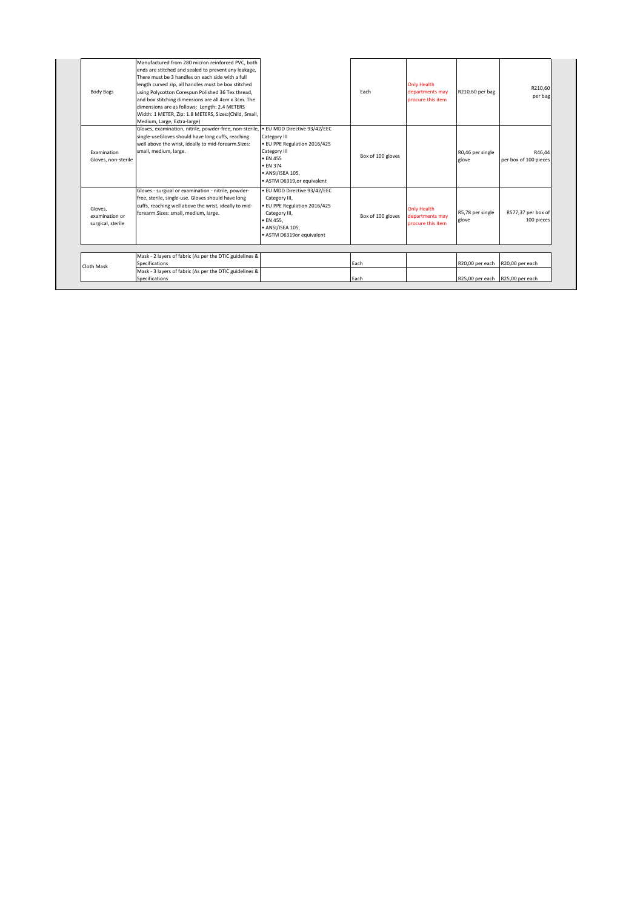| | | | | | | |
|---|---|---|---|---|---|---|
| Body Bags | Manufactured from 280 micron reinforced PVC, both ends are stitched and sealed to prevent any leakage, There must be 3 handles on each side with a full length curved zip, all handles must be box stitched using Polycotton Corespun Polished 36 Tex thread, and box stitching dimensions are all 4cm x 3cm. The dimensions are as follows: Length: 2.4 METERS Width: 1 METER, Zip: 1.8 METERS, Sizes:(Child, Small, Medium, Large, Extra-large) | | Each | Only Health departments may procure this item | R210,60 per bag | R210,60 per bag |
| Examination Gloves, non-sterile | Gloves, examination, nitrile, powder-free, non-sterile, single-useGloves should have long cuffs, reaching well above the wrist, ideally to mid-forearm.Sizes: small, medium, large. | • EU MDD Directive 93/42/EEC Category III<br>• EU PPE Regulation 2016/425 Category III<br>• EN 455<br>• EN 374<br>• ANSI/ISEA 105,<br>• ASTM D6319,or equivalent | Box of 100 gloves | | R0,46 per single glove | R46,44 per box of 100 pieces |
| Gloves, examination or surgical, sterile | Gloves - surgical or examination - nitrile, powder-free, sterile, single-use. Gloves should have long cuffs, reaching well above the wrist, ideally to mid-forearm.Sizes: small, medium, large. | • EU MDD Directive 93/42/EEC Category III,<br>• EU PPE Regulation 2016/425 Category III,<br>• EN 455,<br>• ANSI/ISEA 105,<br>• ASTM D6319or equivalent | Box of 100 gloves | Only Health departments may procure this item | R5,78 per single glove | R577,37 per box of 100 pieces |
| Cloth Mask | Mask - 2 layers of fabric (As per the DTIC guidelines & Specifications | | Each | | R20,00 per each | R20,00 per each |
| | Mask - 3 layers of fabric (As per the DTIC guidelines & Specifications | | Each | | R25,00 per each | R25,00 per each |